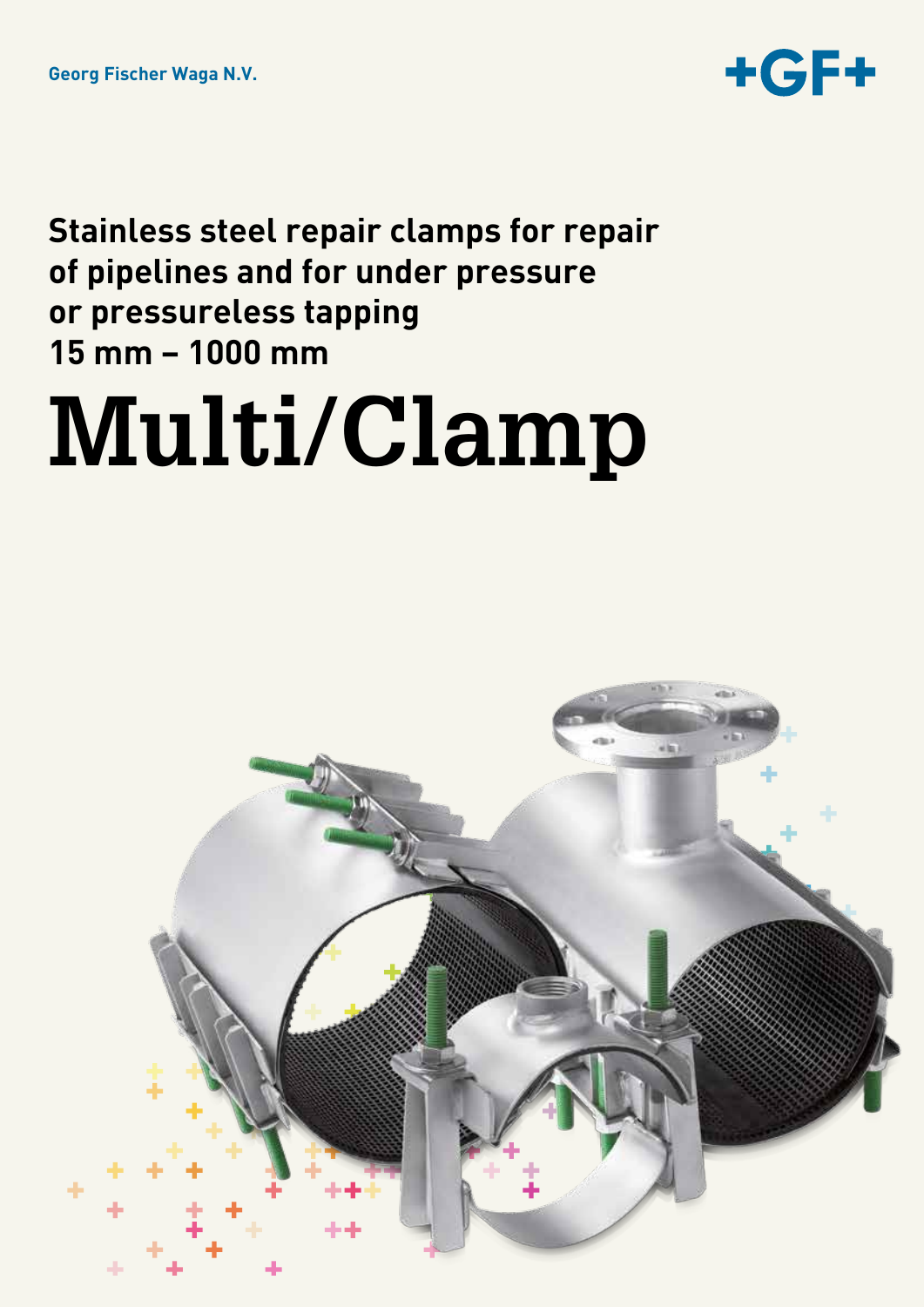Georg Fischer Waga N.V.

+GF+

**Stainless steel repair clamps for repair of pipelines and for under pressure or pressureless tapping**
**15 mm – 1000 mm**

# Multi/Clamp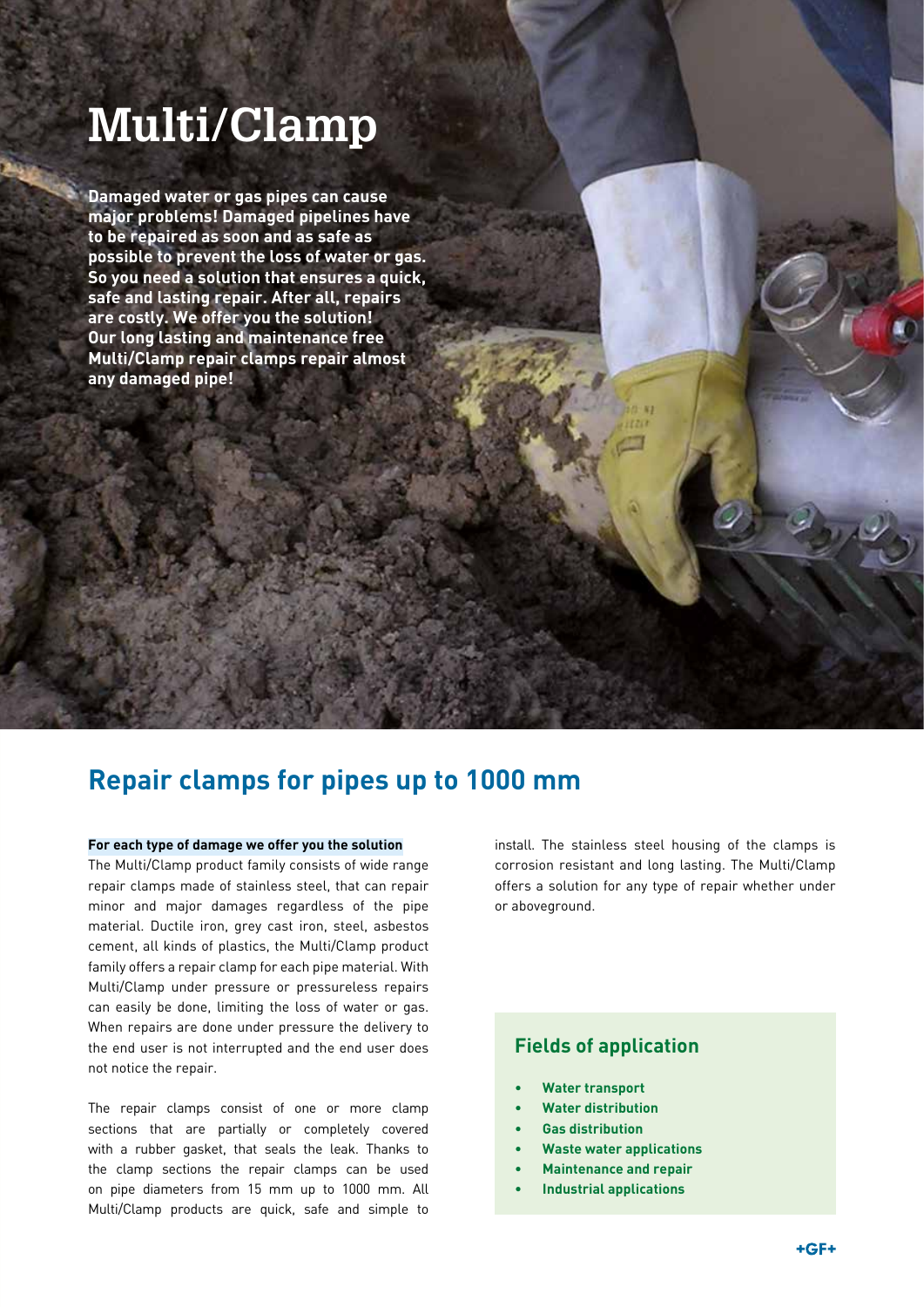# Multi/Clamp

**Damaged water or gas pipes can cause major problems! Damaged pipelines have to be repaired as soon and as safe as possible to prevent the loss of water or gas. So you need a solution that ensures a quick, safe and lasting repair. After all, repairs are costly. We offer you the solution! Our long lasting and maintenance free Multi/Clamp repair clamps repair almost any damaged pipe!**

## Repair clamps for pipes up to 1000 mm

**For each type of damage we offer you the solution**

The Multi/Clamp product family consists of wide range repair clamps made of stainless steel, that can repair minor and major damages regardless of the pipe material. Ductile iron, grey cast iron, steel, asbestos cement, all kinds of plastics, the Multi/Clamp product family offers a repair clamp for each pipe material. With Multi/Clamp under pressure or pressureless repairs can easily be done, limiting the loss of water or gas. When repairs are done under pressure the delivery to the end user is not interrupted and the end user does not notice the repair.

The repair clamps consist of one or more clamp sections that are partially or completely covered with a rubber gasket, that seals the leak. Thanks to the clamp sections the repair clamps can be used on pipe diameters from 15 mm up to 1000 mm. All Multi/Clamp products are quick, safe and simple to install. The stainless steel housing of the clamps is corrosion resistant and long lasting. The Multi/Clamp offers a solution for any type of repair whether under or aboveground.

### Fields of application

- Water transport
- Water distribution
- Gas distribution
- Waste water applications
- Maintenance and repair
- Industrial applications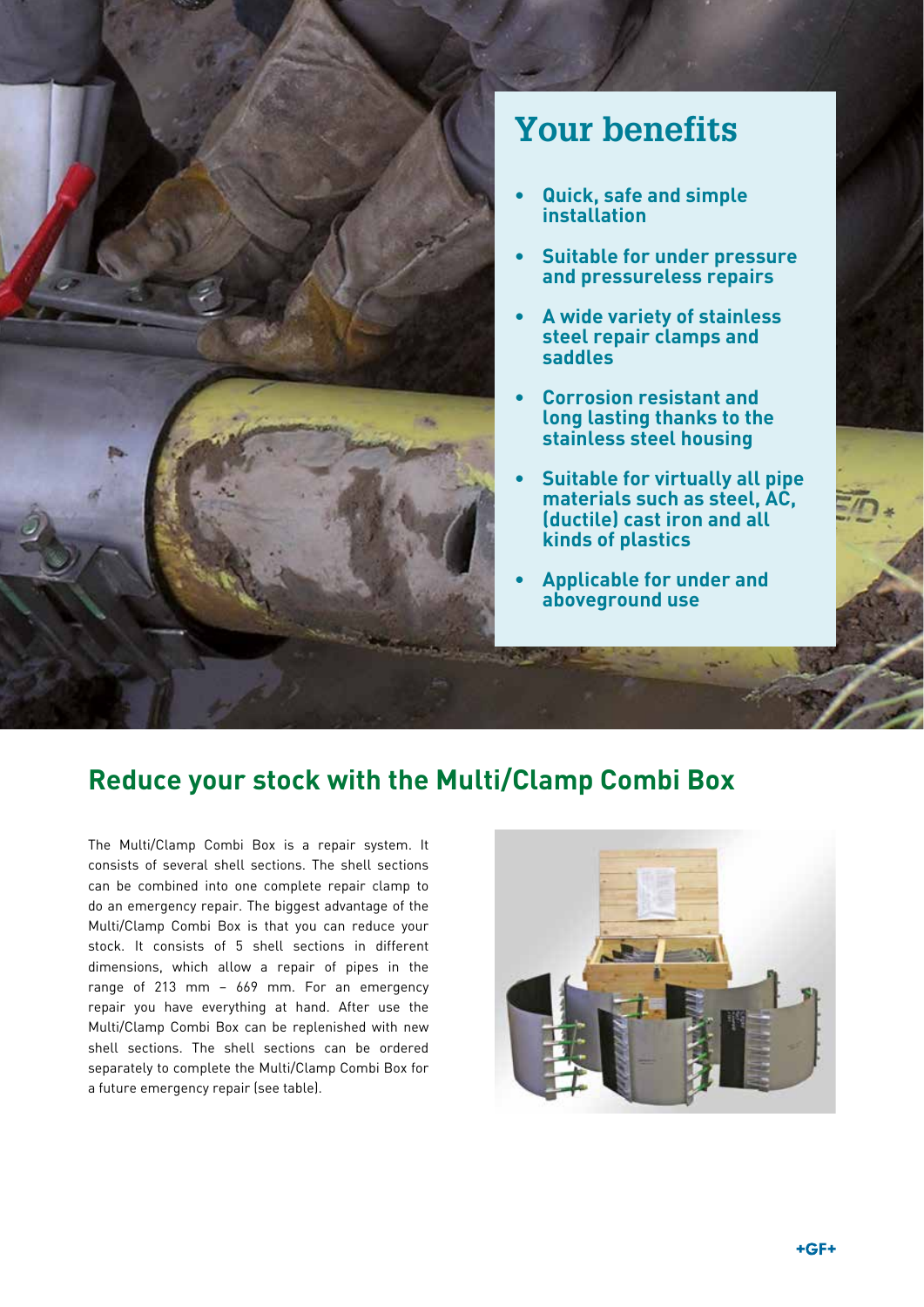## Your benefits

- **Quick, safe and simple installation**
- **Suitable for under pressure and pressureless repairs**
- **A wide variety of stainless steel repair clamps and saddles**
- **Corrosion resistant and long lasting thanks to the stainless steel housing**
- **Suitable for virtually all pipe materials such as steel, AC, (ductile) cast iron and all kinds of plastics**
- **Applicable for under and aboveground use**

## Reduce your stock with the Multi/Clamp Combi Box

The Multi/Clamp Combi Box is a repair system. It consists of several shell sections. The shell sections can be combined into one complete repair clamp to do an emergency repair. The biggest advantage of the Multi/Clamp Combi Box is that you can reduce your stock. It consists of 5 shell sections in different dimensions, which allow a repair of pipes in the range of 213 mm – 669 mm. For an emergency repair you have everything at hand. After use the Multi/Clamp Combi Box can be replenished with new shell sections. The shell sections can be ordered separately to complete the Multi/Clamp Combi Box for a future emergency repair (see table).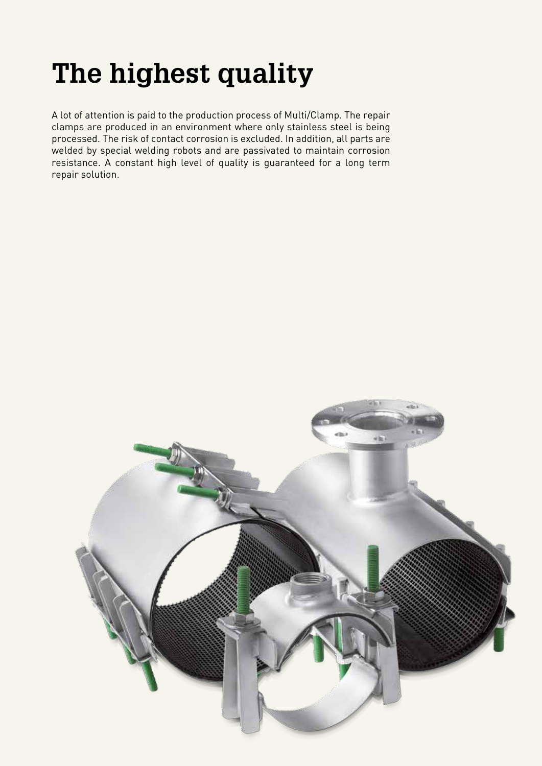# The highest quality

A lot of attention is paid to the production process of Multi/Clamp. The repair clamps are produced in an environment where only stainless steel is being processed. The risk of contact corrosion is excluded. In addition, all parts are welded by special welding robots and are passivated to maintain corrosion resistance. A constant high level of quality is guaranteed for a long term repair solution.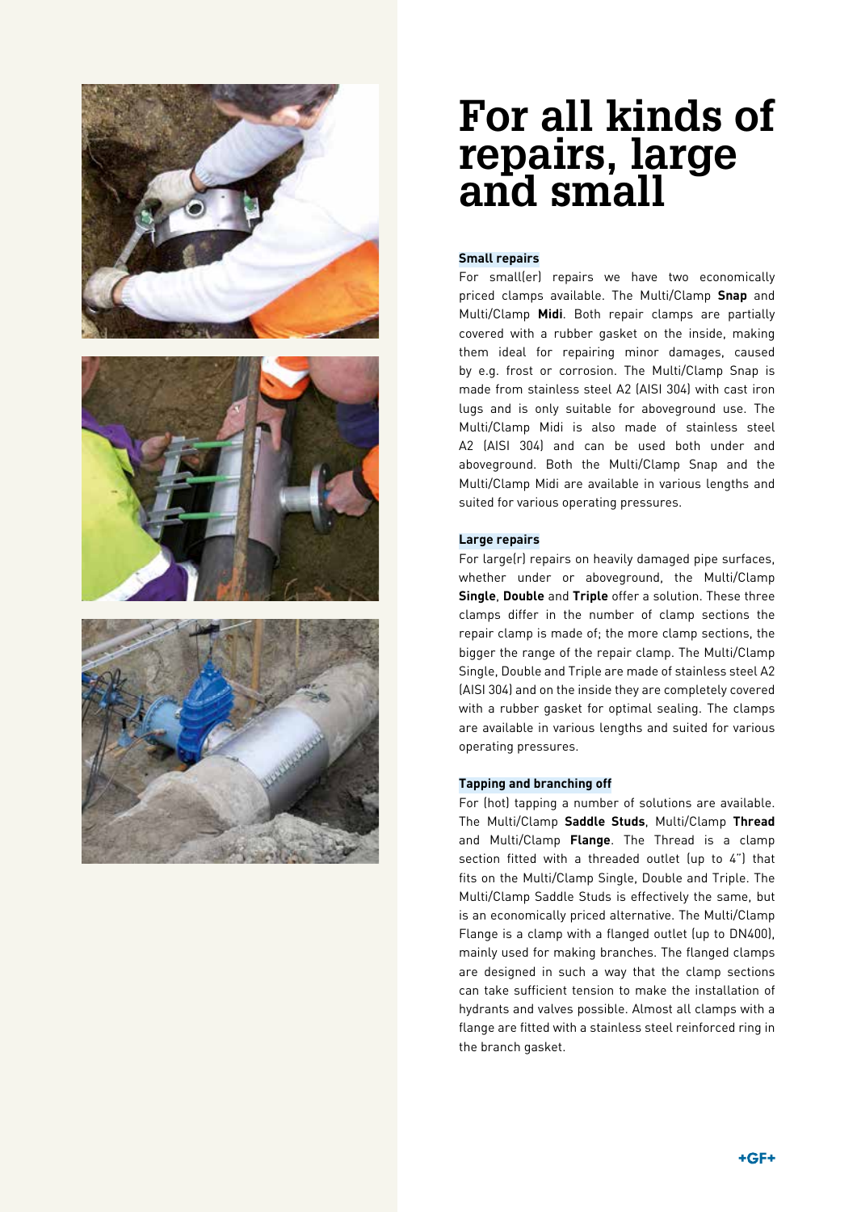# For all kinds of repairs, large and small

### Small repairs

For small(er) repairs we have two economically priced clamps available. The Multi/Clamp **Snap** and Multi/Clamp **Midi**. Both repair clamps are partially covered with a rubber gasket on the inside, making them ideal for repairing minor damages, caused by e.g. frost or corrosion. The Multi/Clamp Snap is made from stainless steel A2 (AISI 304) with cast iron lugs and is only suitable for aboveground use. The Multi/Clamp Midi is also made of stainless steel A2 (AISI 304) and can be used both under and aboveground. Both the Multi/Clamp Snap and the Multi/Clamp Midi are available in various lengths and suited for various operating pressures.

### Large repairs

For large(r) repairs on heavily damaged pipe surfaces, whether under or aboveground, the Multi/Clamp **Single**, **Double** and **Triple** offer a solution. These three clamps differ in the number of clamp sections the repair clamp is made of; the more clamp sections, the bigger the range of the repair clamp. The Multi/Clamp Single, Double and Triple are made of stainless steel A2 (AISI 304) and on the inside they are completely covered with a rubber gasket for optimal sealing. The clamps are available in various lengths and suited for various operating pressures.

### Tapping and branching off

For (hot) tapping a number of solutions are available. The Multi/Clamp **Saddle Studs**, Multi/Clamp **Thread** and Multi/Clamp **Flange**. The Thread is a clamp section fitted with a threaded outlet (up to 4") that fits on the Multi/Clamp Single, Double and Triple. The Multi/Clamp Saddle Studs is effectively the same, but is an economically priced alternative. The Multi/Clamp Flange is a clamp with a flanged outlet (up to DN400), mainly used for making branches. The flanged clamps are designed in such a way that the clamp sections can take sufficient tension to make the installation of hydrants and valves possible. Almost all clamps with a flange are fitted with a stainless steel reinforced ring in the branch gasket.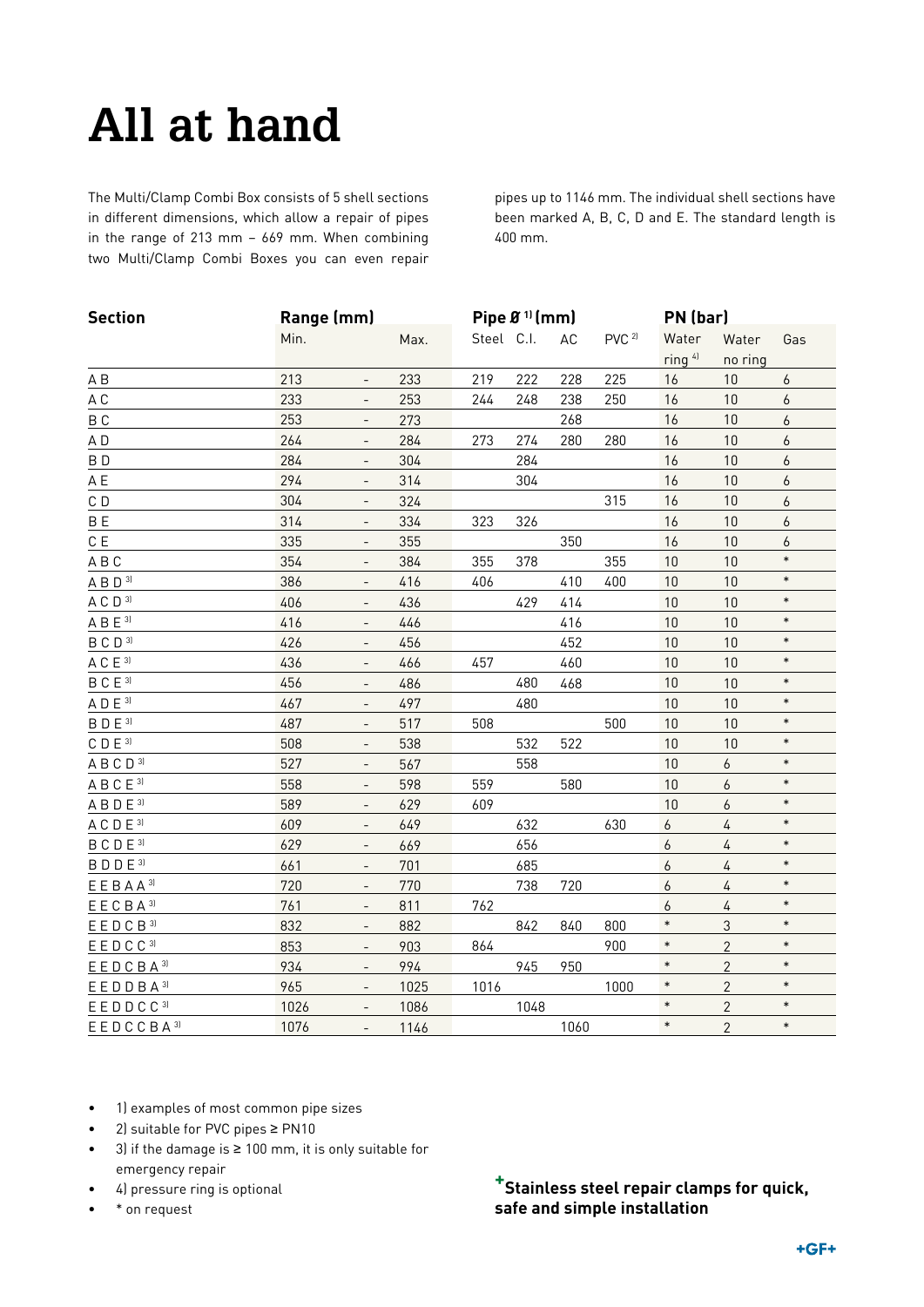# All at hand

The Multi/Clamp Combi Box consists of 5 shell sections in different dimensions, which allow a repair of pipes in the range of 213 mm – 669 mm. When combining two Multi/Clamp Combi Boxes you can even repair pipes up to 1146 mm. The individual shell sections have been marked A, B, C, D and E. The standard length is 400 mm.

| Section | Range (mm) | | | Pipe Ø [1] (mm) | | | | PN (bar) | | |
|---|---|---|---|---|---|---|---|---|---|---|
| | Min. | | Max. | Steel | C.I. | AC | PVC [2] | Water ring [4] | Water no ring | Gas |
| A B | 213 | - | 233 | 219 | 222 | 228 | 225 | 16 | 10 | 6 |
| A C | 233 | - | 253 | 244 | 248 | 238 | 250 | 16 | 10 | 6 |
| B C | 253 | - | 273 | | | 268 | | 16 | 10 | 6 |
| A D | 264 | - | 284 | 273 | 274 | 280 | 280 | 16 | 10 | 6 |
| B D | 284 | - | 304 | | 284 | | | 16 | 10 | 6 |
| A E | 294 | - | 314 | | 304 | | | 16 | 10 | 6 |
| C D | 304 | - | 324 | | | | 315 | 16 | 10 | 6 |
| B E | 314 | - | 334 | 323 | 326 | | | 16 | 10 | 6 |
| C E | 335 | - | 355 | | | 350 | | 16 | 10 | 6 |
| A B C | 354 | - | 384 | 355 | 378 | | 355 | 10 | 10 | * |
| A B D [3] | 386 | - | 416 | 406 | | 410 | 400 | 10 | 10 | * |
| A C D [3] | 406 | - | 436 | | 429 | 414 | | 10 | 10 | * |
| A B E [3] | 416 | - | 446 | | | 416 | | 10 | 10 | * |
| B C D [3] | 426 | - | 456 | | | 452 | | 10 | 10 | * |
| A C E [3] | 436 | - | 466 | 457 | | 460 | | 10 | 10 | * |
| B C E [3] | 456 | - | 486 | | 480 | 468 | | 10 | 10 | * |
| A D E [3] | 467 | - | 497 | | 480 | | | 10 | 10 | * |
| B D E [3] | 487 | - | 517 | 508 | | | 500 | 10 | 10 | * |
| C D E [3] | 508 | - | 538 | | 532 | 522 | | 10 | 10 | * |
| A B C D [3] | 527 | - | 567 | | 558 | | | 10 | 6 | * |
| A B C E [3] | 558 | - | 598 | 559 | | 580 | | 10 | 6 | * |
| A B D E [3] | 589 | - | 629 | 609 | | | | 10 | 6 | * |
| A C D E [3] | 609 | - | 649 | | 632 | | 630 | 6 | 4 | * |
| B C D E [3] | 629 | - | 669 | | 656 | | | 6 | 4 | * |
| B D D E [3] | 661 | - | 701 | | 685 | | | 6 | 4 | * |
| E E B A A [3] | 720 | - | 770 | | 738 | 720 | | 6 | 4 | * |
| E E C B A [3] | 761 | - | 811 | 762 | | | | 6 | 4 | * |
| E E D C B [3] | 832 | - | 882 | | 842 | 840 | 800 | * | 3 | * |
| E E D C C [3] | 853 | - | 903 | 864 | | | 900 | * | 2 | * |
| E E D C B A [3] | 934 | - | 994 | | 945 | 950 | | * | 2 | * |
| E E D D B A [3] | 965 | - | 1025 | 1016 | | | 1000 | * | 2 | * |
| E E D D C C [3] | 1026 | - | 1086 | | 1048 | | | * | 2 | * |
| E E D C C B A [3] | 1076 | - | 1146 | | | 1060 | | * | 2 | * |

- 1) examples of most common pipe sizes
- 2) suitable for PVC pipes ≥ PN10
- 3) if the damage is ≥ 100 mm, it is only suitable for emergency repair
- 4) pressure ring is optional
- * on request

**+Stainless steel repair clamps for quick, safe and simple installation**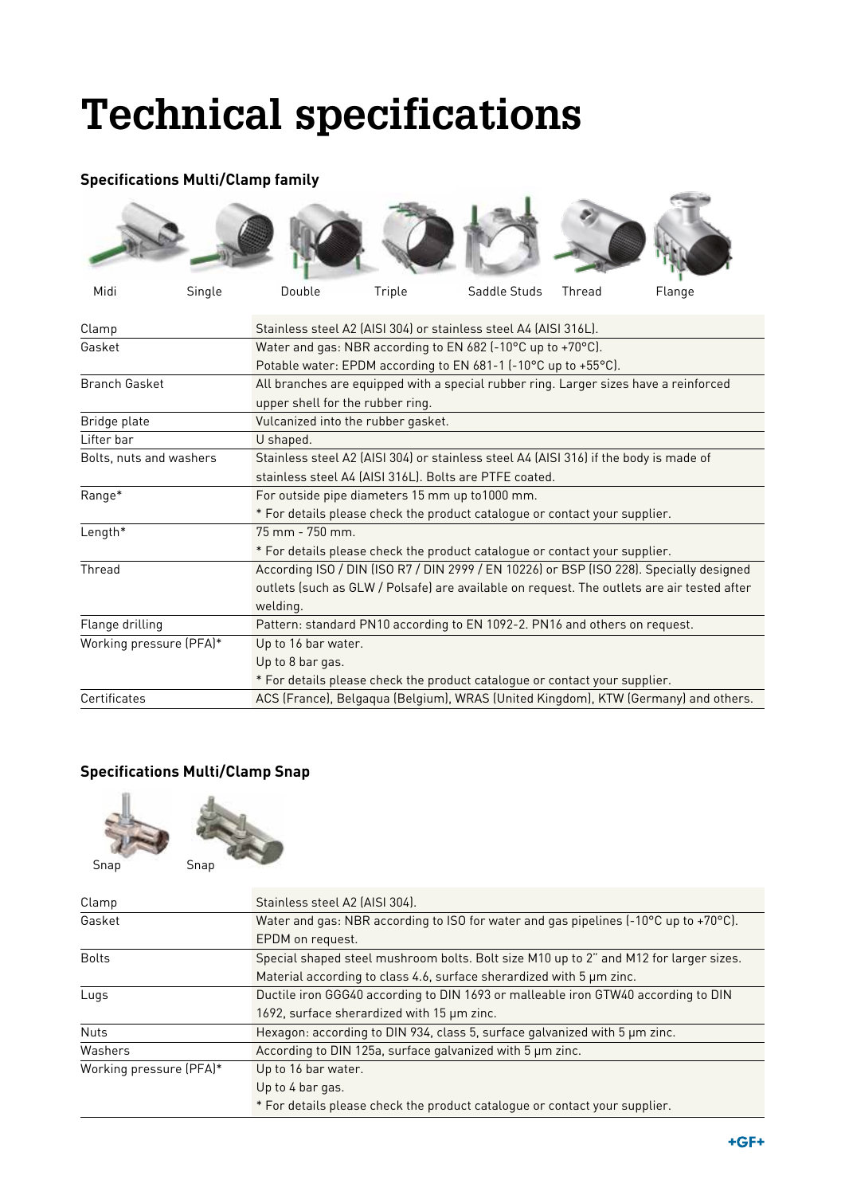# Technical specifications

## Specifications Multi/Clamp family

Midi   Single   Double   Triple   Saddle Studs   Thread   Flange

| | |
|---|---|
| Clamp | Stainless steel A2 (AISI 304) or stainless steel A4 (AISI 316L). |
| Gasket | Water and gas: NBR according to EN 682 (-10°C up to +70°C).<br>Potable water: EPDM according to EN 681-1 (-10°C up to +55°C). |
| Branch Gasket | All branches are equipped with a special rubber ring. Larger sizes have a reinforced upper shell for the rubber ring. |
| Bridge plate | Vulcanized into the rubber gasket. |
| Lifter bar | U shaped. |
| Bolts, nuts and washers | Stainless steel A2 (AISI 304) or stainless steel A4 (AISI 316) if the body is made of stainless steel A4 (AISI 316L). Bolts are PTFE coated. |
| Range* | For outside pipe diameters 15 mm up to1000 mm.<br>* For details please check the product catalogue or contact your supplier. |
| Length* | 75 mm - 750 mm.<br>* For details please check the product catalogue or contact your supplier. |
| Thread | According ISO / DIN (ISO R7 / DIN 2999 / EN 10226) or BSP (ISO 228). Specially designed outlets (such as GLW / Polsafe) are available on request. The outlets are air tested after welding. |
| Flange drilling | Pattern: standard PN10 according to EN 1092-2. PN16 and others on request. |
| Working pressure (PFA)* | Up to 16 bar water.<br>Up to 8 bar gas.<br>* For details please check the product catalogue or contact your supplier. |
| Certificates | ACS (France), Belgaqua (Belgium), WRAS (United Kingdom), KTW (Germany) and others. |

## Specifications Multi/Clamp Snap

Snap   Snap

| | |
|---|---|
| Clamp | Stainless steel A2 (AISI 304). |
| Gasket | Water and gas: NBR according to ISO for water and gas pipelines (-10°C up to +70°C).<br>EPDM on request. |
| Bolts | Special shaped steel mushroom bolts. Bolt size M10 up to 2" and M12 for larger sizes.<br>Material according to class 4.6, surface sherardized with 5 μm zinc. |
| Lugs | Ductile iron GGG40 according to DIN 1693 or malleable iron GTW40 according to DIN 1692, surface sherardized with 15 μm zinc. |
| Nuts | Hexagon: according to DIN 934, class 5, surface galvanized with 5 μm zinc. |
| Washers | According to DIN 125a, surface galvanized with 5 μm zinc. |
| Working pressure (PFA)* | Up to 16 bar water.<br>Up to 4 bar gas.<br>* For details please check the product catalogue or contact your supplier. |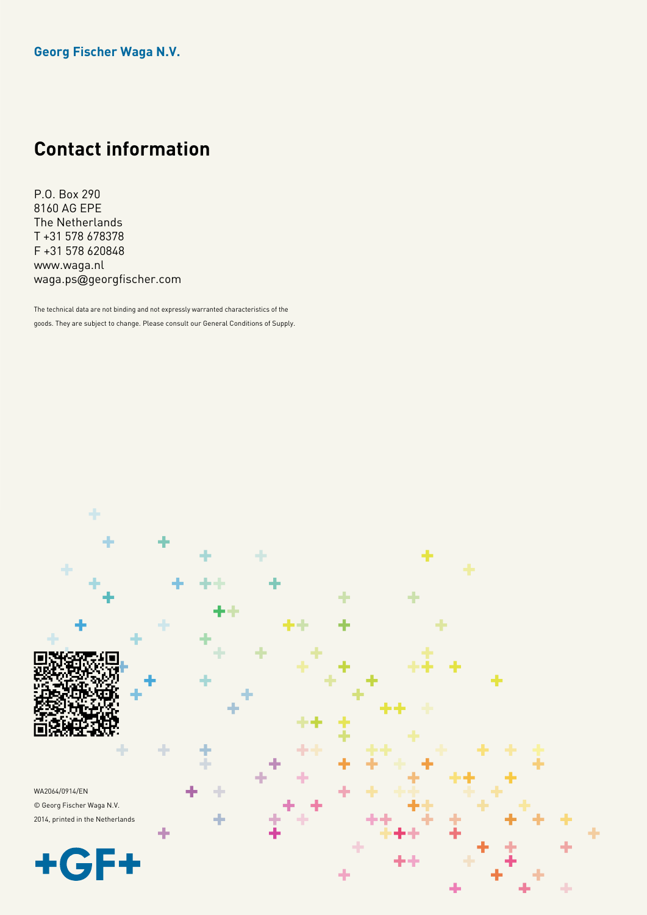**Georg Fischer Waga N.V.**

## Contact information

P.O. Box 290
8160 AG EPE
The Netherlands
T +31 578 678378
F +31 578 620848
www.waga.nl
waga.ps@georgfischer.com

The technical data are not binding and not expressly warranted characteristics of the goods. They are subject to change. Please consult our General Conditions of Supply.

WA2064/0914/EN
© Georg Fischer Waga N.V.
2014, printed in the Netherlands

+GF+